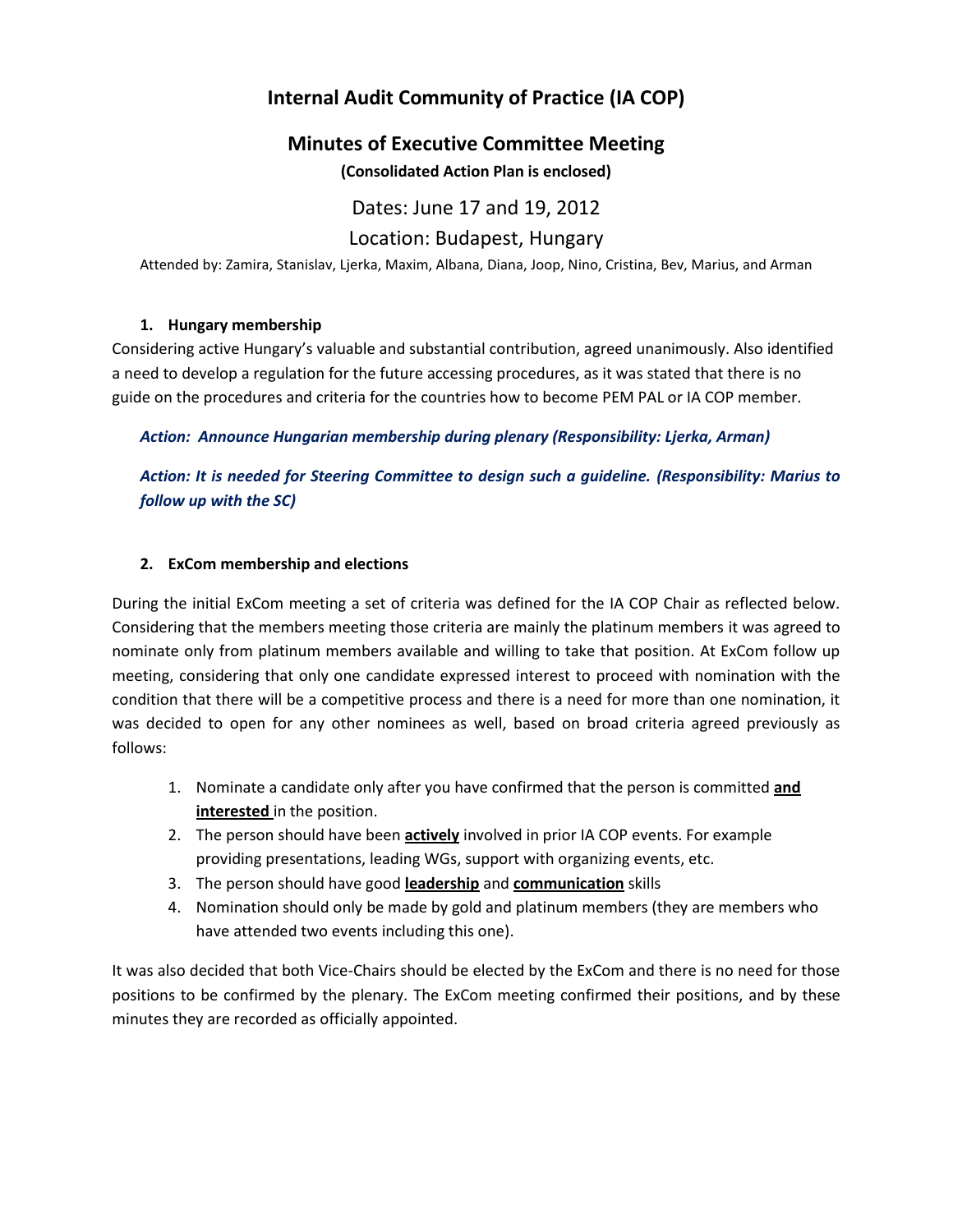# Internal Audit Community of Practice (IA COP)

## Minutes of Executive Committee Meeting

**(Consolidated Action Plan is enclosed)**

Dates: June 17 and 19, 2012

Location: Budapest, Hungary

Attended by: Zamira, Stanislav, Ljerka, Maxim, Albana, Diana, Joop, Nino, Cristina, Bev, Marius, and Arman

### 1. Hungary membership

Considering active Hungary's valuable and substantial contribution, agreed unanimously. Also identified a need to develop a regulation for the future accessing procedures, as it was stated that there is no guide on the procedures and criteria for the countries how to become PEM PAL or IA COP member.

***Action: Announce Hungarian membership during plenary (Responsibility: Ljerka, Arman)***

***Action: It is needed for Steering Committee to design such a guideline. (Responsibility: Marius to follow up with the SC)***

### 2. ExCom membership and elections

During the initial ExCom meeting a set of criteria was defined for the IA COP Chair as reflected below. Considering that the members meeting those criteria are mainly the platinum members it was agreed to nominate only from platinum members available and willing to take that position. At ExCom follow up meeting, considering that only one candidate expressed interest to proceed with nomination with the condition that there will be a competitive process and there is a need for more than one nomination, it was decided to open for any other nominees as well, based on broad criteria agreed previously as follows:

1. Nominate a candidate only after you have confirmed that the person is committed **and interested** in the position.
2. The person should have been **actively** involved in prior IA COP events. For example providing presentations, leading WGs, support with organizing events, etc.
3. The person should have good **leadership** and **communication** skills
4. Nomination should only be made by gold and platinum members (they are members who have attended two events including this one).

It was also decided that both Vice-Chairs should be elected by the ExCom and there is no need for those positions to be confirmed by the plenary. The ExCom meeting confirmed their positions, and by these minutes they are recorded as officially appointed.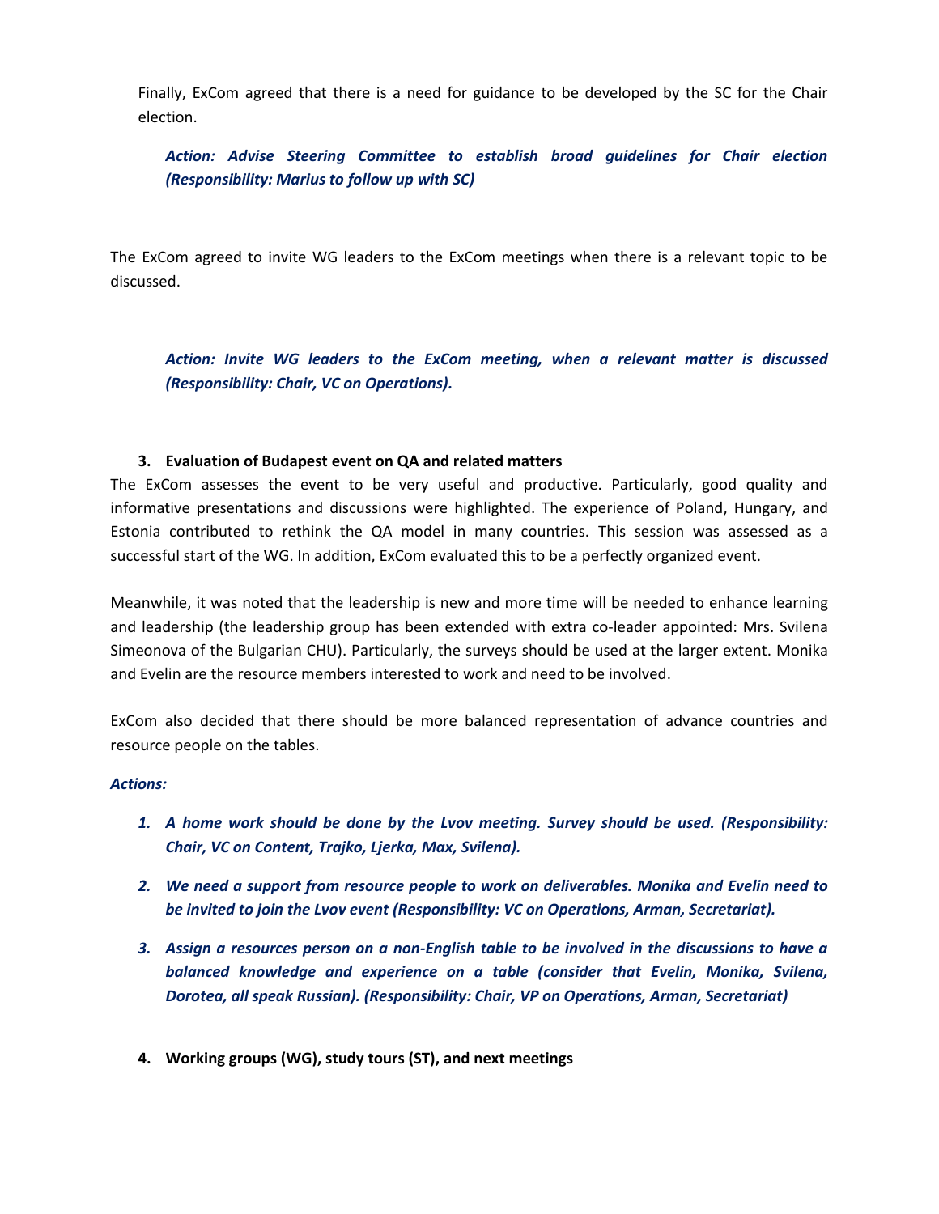Finally, ExCom agreed that there is a need for guidance to be developed by the SC for the Chair election.

***Action: Advise Steering Committee to establish broad guidelines for Chair election (Responsibility: Marius to follow up with SC)***

The ExCom agreed to invite WG leaders to the ExCom meetings when there is a relevant topic to be discussed.

***Action: Invite WG leaders to the ExCom meeting, when a relevant matter is discussed (Responsibility: Chair, VC on Operations).***

### 3. Evaluation of Budapest event on QA and related matters

The ExCom assesses the event to be very useful and productive. Particularly, good quality and informative presentations and discussions were highlighted. The experience of Poland, Hungary, and Estonia contributed to rethink the QA model in many countries. This session was assessed as a successful start of the WG. In addition, ExCom evaluated this to be a perfectly organized event.

Meanwhile, it was noted that the leadership is new and more time will be needed to enhance learning and leadership (the leadership group has been extended with extra co-leader appointed: Mrs. Svilena Simeonova of the Bulgarian CHU). Particularly, the surveys should be used at the larger extent. Monika and Evelin are the resource members interested to work and need to be involved.

ExCom also decided that there should be more balanced representation of advance countries and resource people on the tables.

***Actions:***

1. ***A home work should be done by the Lvov meeting. Survey should be used. (Responsibility: Chair, VC on Content, Trajko, Ljerka, Max, Svilena).***
2. ***We need a support from resource people to work on deliverables. Monika and Evelin need to be invited to join the Lvov event (Responsibility: VC on Operations, Arman, Secretariat).***
3. ***Assign a resources person on a non-English table to be involved in the discussions to have a balanced knowledge and experience on a table (consider that Evelin, Monika, Svilena, Dorotea, all speak Russian). (Responsibility: Chair, VP on Operations, Arman, Secretariat)***

### 4. Working groups (WG), study tours (ST), and next meetings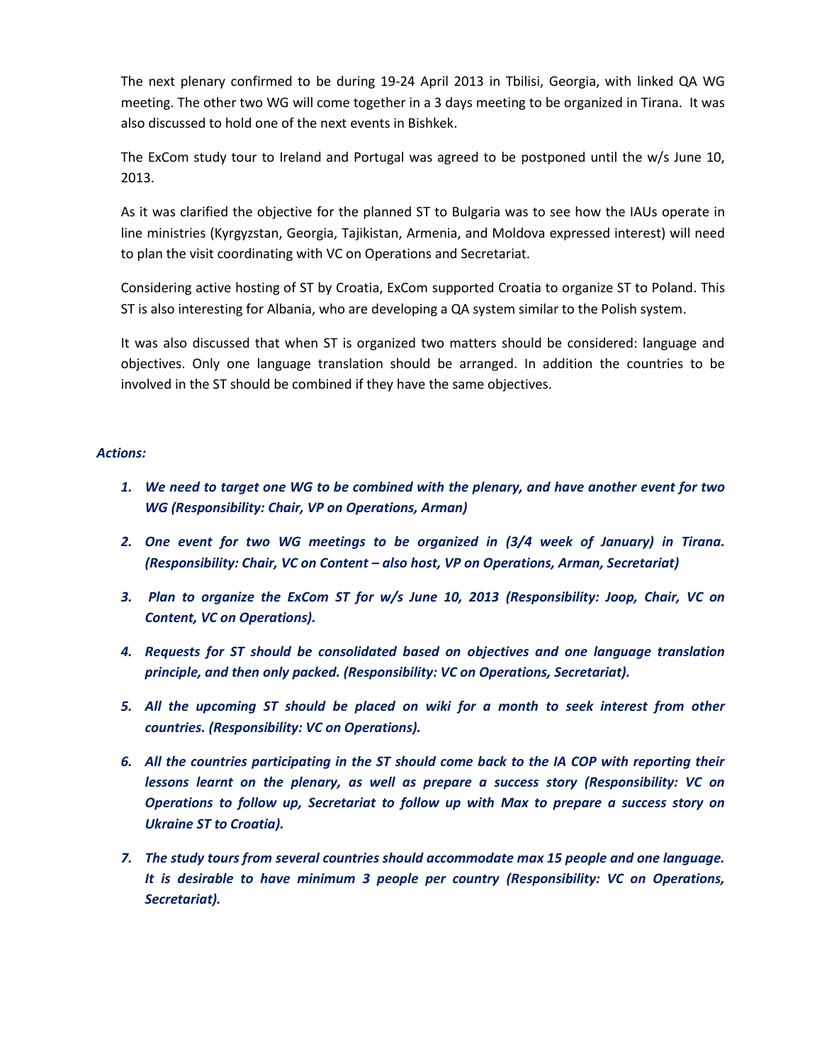The next plenary confirmed to be during 19-24 April 2013 in Tbilisi, Georgia, with linked QA WG meeting. The other two WG will come together in a 3 days meeting to be organized in Tirana. It was also discussed to hold one of the next events in Bishkek.

The ExCom study tour to Ireland and Portugal was agreed to be postponed until the w/s June 10, 2013.

As it was clarified the objective for the planned ST to Bulgaria was to see how the IAUs operate in line ministries (Kyrgyzstan, Georgia, Tajikistan, Armenia, and Moldova expressed interest) will need to plan the visit coordinating with VC on Operations and Secretariat.

Considering active hosting of ST by Croatia, ExCom supported Croatia to organize ST to Poland. This ST is also interesting for Albania, who are developing a QA system similar to the Polish system.

It was also discussed that when ST is organized two matters should be considered: language and objectives. Only one language translation should be arranged. In addition the countries to be involved in the ST should be combined if they have the same objectives.

***Actions:***

1. ***We need to target one WG to be combined with the plenary, and have another event for two WG (Responsibility: Chair, VP on Operations, Arman)***
2. ***One event for two WG meetings to be organized in (3/4 week of January) in Tirana. (Responsibility: Chair, VC on Content – also host, VP on Operations, Arman, Secretariat)***
3. ***Plan to organize the ExCom ST for w/s June 10, 2013 (Responsibility: Joop, Chair, VC on Content, VC on Operations).***
4. ***Requests for ST should be consolidated based on objectives and one language translation principle, and then only packed. (Responsibility: VC on Operations, Secretariat).***
5. ***All the upcoming ST should be placed on wiki for a month to seek interest from other countries. (Responsibility: VC on Operations).***
6. ***All the countries participating in the ST should come back to the IA COP with reporting their lessons learnt on the plenary, as well as prepare a success story (Responsibility: VC on Operations to follow up, Secretariat to follow up with Max to prepare a success story on Ukraine ST to Croatia).***
7. ***The study tours from several countries should accommodate max 15 people and one language. It is desirable to have minimum 3 people per country (Responsibility: VC on Operations, Secretariat).***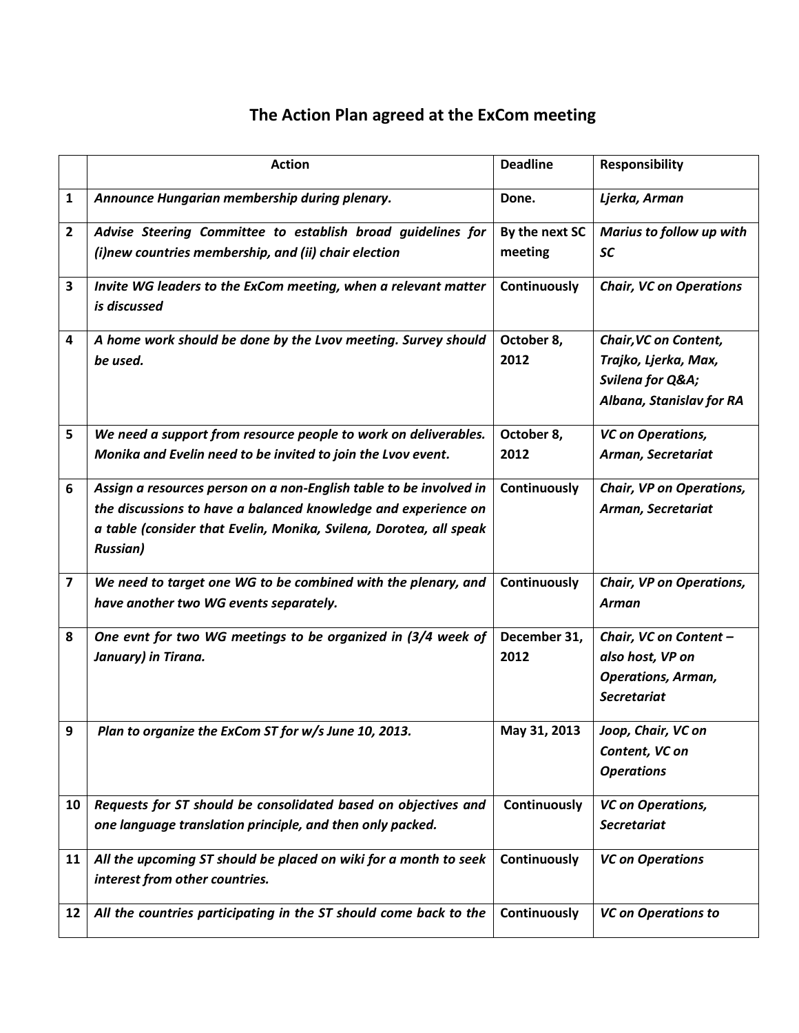# The Action Plan agreed at the ExCom meeting

| | Action | Deadline | Responsibility |
|---|---|---|---|
| 1 | *Announce Hungarian membership during plenary.* | Done. | *Ljerka, Arman* |
| 2 | *Advise Steering Committee to establish broad guidelines for (i)new countries membership, and (ii) chair election* | By the next SC meeting | *Marius to follow up with SC* |
| 3 | *Invite WG leaders to the ExCom meeting, when a relevant matter is discussed* | Continuously | *Chair, VC on Operations* |
| 4 | *A home work should be done by the Lvov meeting. Survey should be used.* | October 8, 2012 | *Chair,VC on Content, Trajko, Ljerka, Max, Svilena for Q&A; Albana, Stanislav for RA* |
| 5 | *We need a support from resource people to work on deliverables. Monika and Evelin need to be invited to join the Lvov event.* | October 8, 2012 | *VC on Operations, Arman, Secretariat* |
| 6 | *Assign a resources person on a non-English table to be involved in the discussions to have a balanced knowledge and experience on a table (consider that Evelin, Monika, Svilena, Dorotea, all speak Russian)* | Continuously | *Chair, VP on Operations, Arman, Secretariat* |
| 7 | *We need to target one WG to be combined with the plenary, and have another two WG events separately.* | Continuously | *Chair, VP on Operations, Arman* |
| 8 | *One evnt for two WG meetings to be organized in (3/4 week of January) in Tirana.* | December 31, 2012 | *Chair, VC on Content – also host, VP on Operations, Arman, Secretariat* |
| 9 | *Plan to organize the ExCom ST for w/s June 10, 2013.* | May 31, 2013 | *Joop, Chair, VC on Content, VC on Operations* |
| 10 | *Requests for ST should be consolidated based on objectives and one language translation principle, and then only packed.* | Continuously | *VC on Operations, Secretariat* |
| 11 | *All the upcoming ST should be placed on wiki for a month to seek interest from other countries.* | Continuously | *VC on Operations* |
| 12 | *All the countries participating in the ST should come back to the* | Continuously | *VC on Operations to* |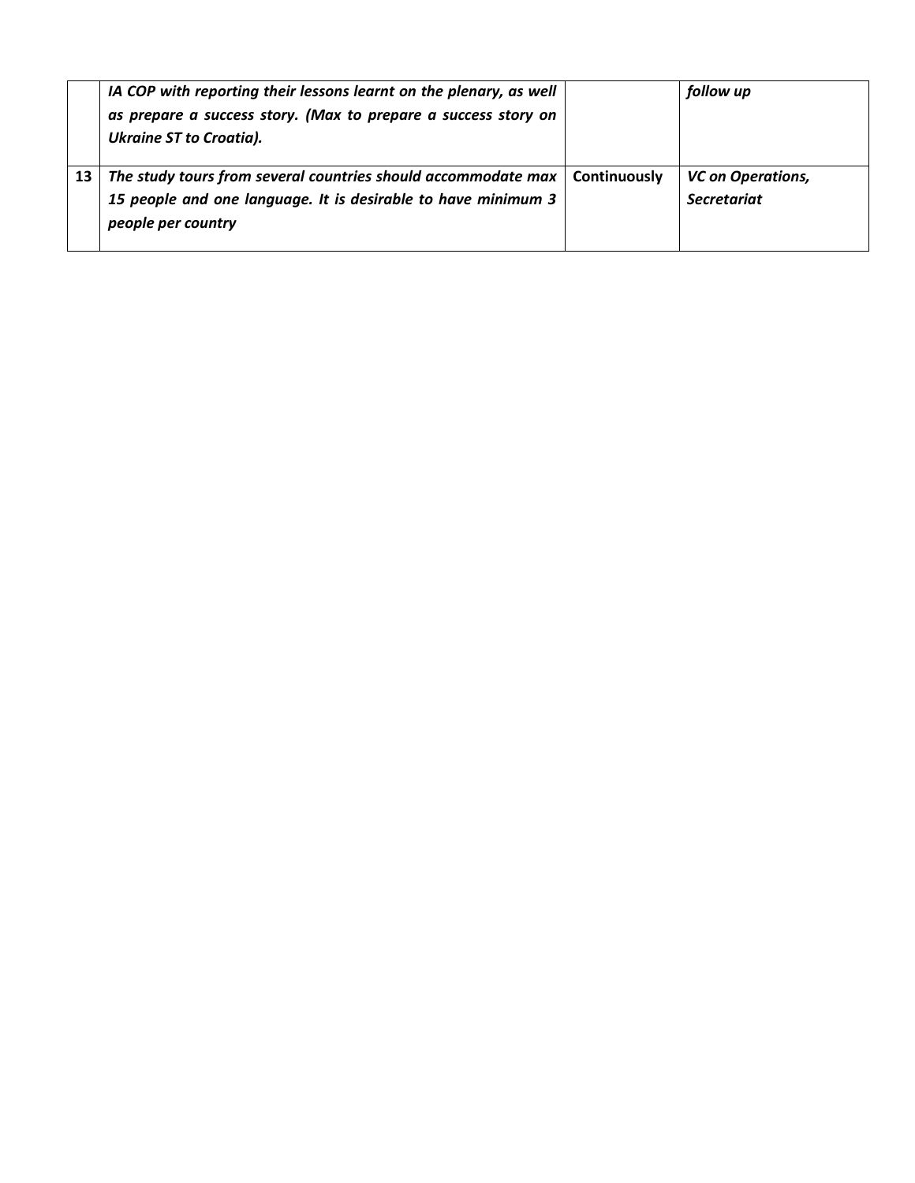| | | | |
|---|---|---|---|
| | ***IA COP with reporting their lessons learnt on the plenary, as well as prepare a success story. (Max to prepare a success story on Ukraine ST to Croatia).*** | | ***follow up*** |
| **13** | ***The study tours from several countries should accommodate max 15 people and one language. It is desirable to have minimum 3 people per country*** | **Continuously** | ***VC on Operations, Secretariat*** |